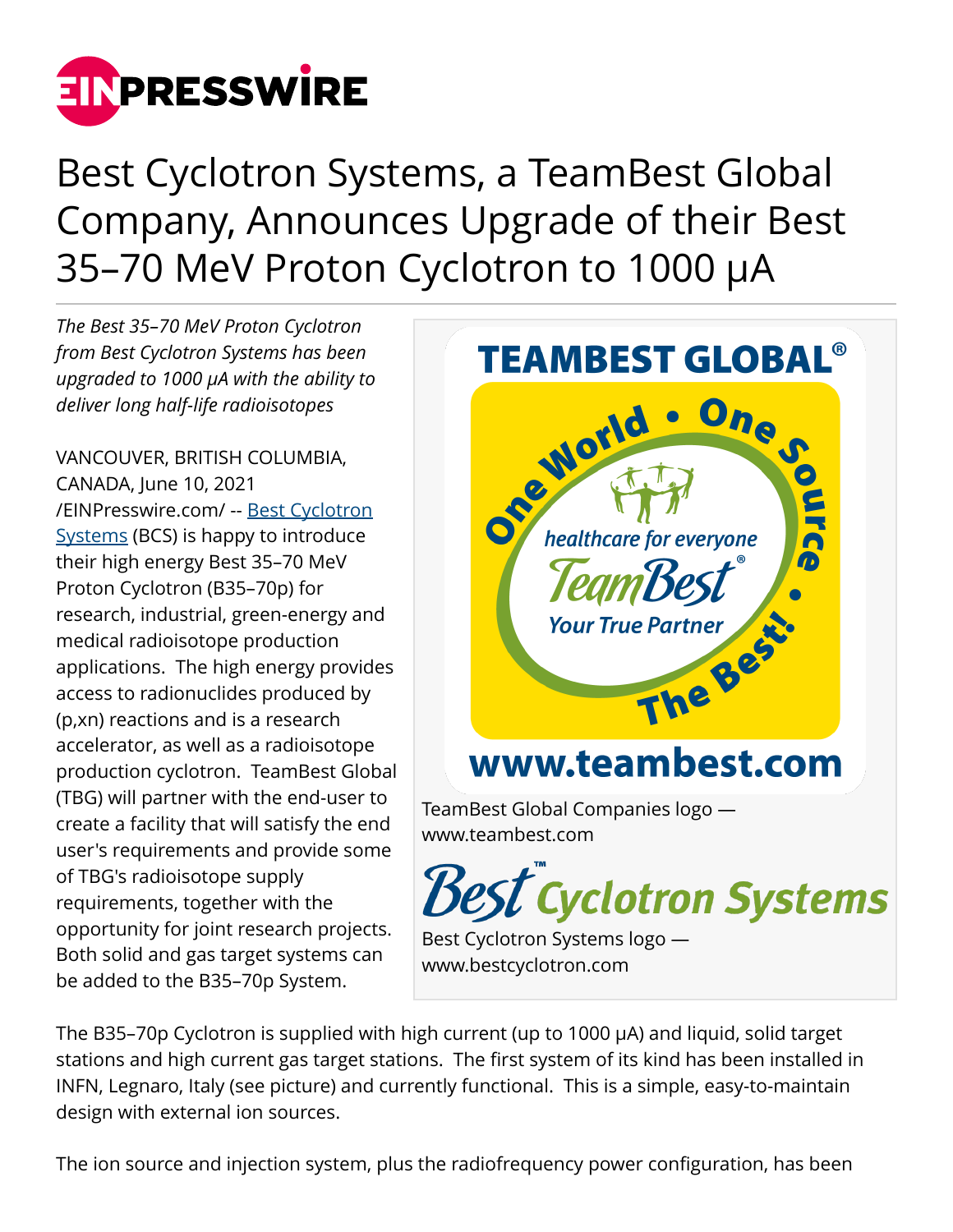# Best Cyclotron Systems, a TeamBest Global Company, Announces Upgrade of their Best 35–70 MeV Proton Cyclotron to 1000 μA

*The Best 35–70 MeV Proton Cyclotron from Best Cyclotron Systems has been upgraded to 1000 μA with the ability to deliver long half-life radioisotopes*

VANCOUVER, BRITISH COLUMBIA, CANADA, June 10, 2021 /EINPresswire.com/ -- Best Cyclotron Systems (BCS) is happy to introduce their high energy Best 35–70 MeV Proton Cyclotron (B35–70p) for research, industrial, green-energy and medical radioisotope production applications. The high energy provides access to radionuclides produced by (p,xn) reactions and is a research accelerator, as well as a radioisotope production cyclotron. TeamBest Global (TBG) will partner with the end-user to create a facility that will satisfy the end user's requirements and provide some of TBG's radioisotope supply requirements, together with the opportunity for joint research projects. Both solid and gas target systems can be added to the B35–70p System.

TeamBest Global Companies logo — www.teambest.com

Best Cyclotron Systems logo — www.bestcyclotron.com

The B35–70p Cyclotron is supplied with high current (up to 1000 μA) and liquid, solid target stations and high current gas target stations. The first system of its kind has been installed in INFN, Legnaro, Italy (see picture) and currently functional. This is a simple, easy-to-maintain design with external ion sources.

The ion source and injection system, plus the radiofrequency power configuration, has been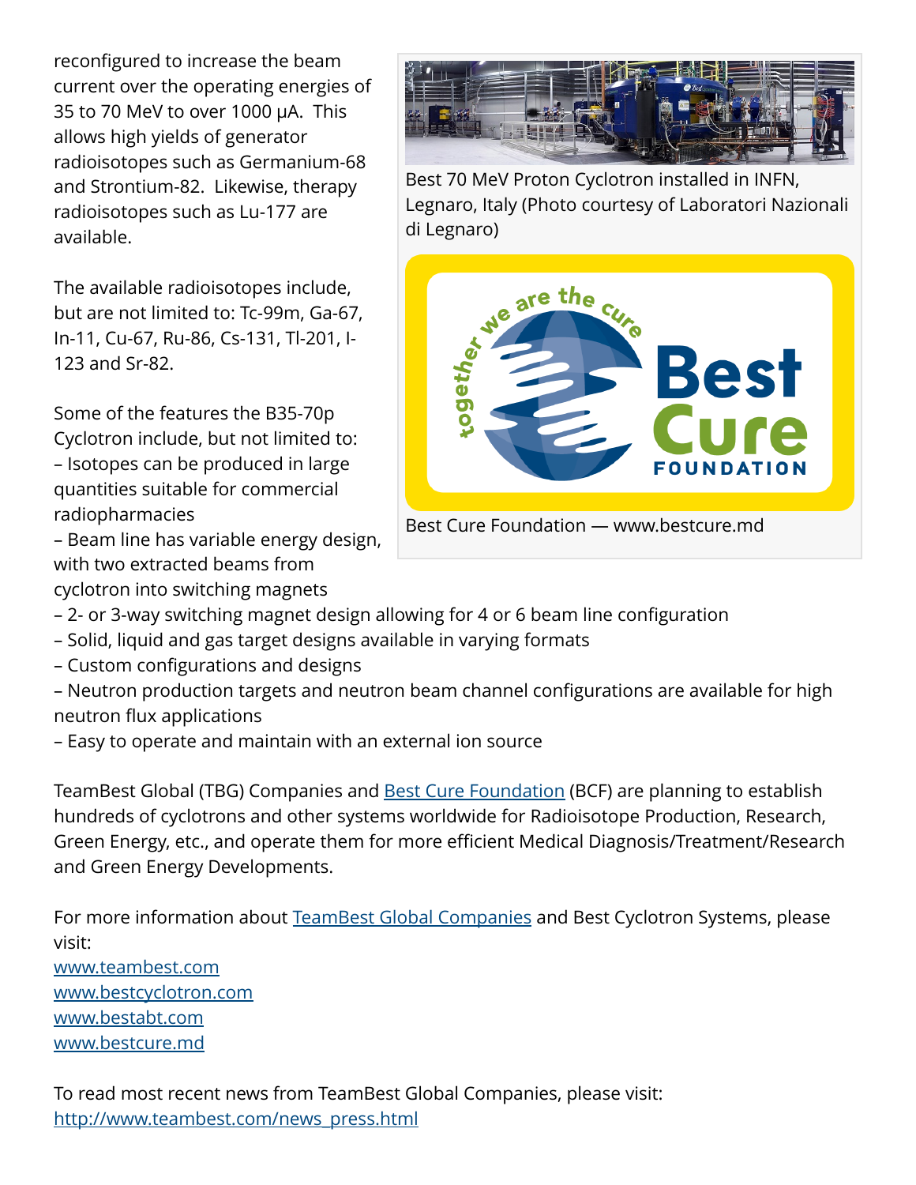reconfigured to increase the beam current over the operating energies of 35 to 70 MeV to over 1000 μA. This allows high yields of generator radioisotopes such as Germanium-68 and Strontium-82. Likewise, therapy radioisotopes such as Lu-177 are available.

Best 70 MeV Proton Cyclotron installed in INFN, Legnaro, Italy (Photo courtesy of Laboratori Nazionali di Legnaro)

Best Cure Foundation — www.bestcure.md

The available radioisotopes include, but are not limited to: Tc-99m, Ga-67, In-11, Cu-67, Ru-86, Cs-131, Tl-201, I-123 and Sr-82.

Some of the features the B35-70p Cyclotron include, but not limited to:

– Isotopes can be produced in large quantities suitable for commercial radiopharmacies
– Beam line has variable energy design, with two extracted beams from cyclotron into switching magnets
– 2- or 3-way switching magnet design allowing for 4 or 6 beam line configuration
– Solid, liquid and gas target designs available in varying formats
– Custom configurations and designs
– Neutron production targets and neutron beam channel configurations are available for high neutron flux applications
– Easy to operate and maintain with an external ion source

TeamBest Global (TBG) Companies and Best Cure Foundation (BCF) are planning to establish hundreds of cyclotrons and other systems worldwide for Radioisotope Production, Research, Green Energy, etc., and operate them for more efficient Medical Diagnosis/Treatment/Research and Green Energy Developments.

For more information about TeamBest Global Companies and Best Cyclotron Systems, please visit:
www.teambest.com
www.bestcyclotron.com
www.bestabt.com
www.bestcure.md

To read most recent news from TeamBest Global Companies, please visit:
http://www.teambest.com/news_press.html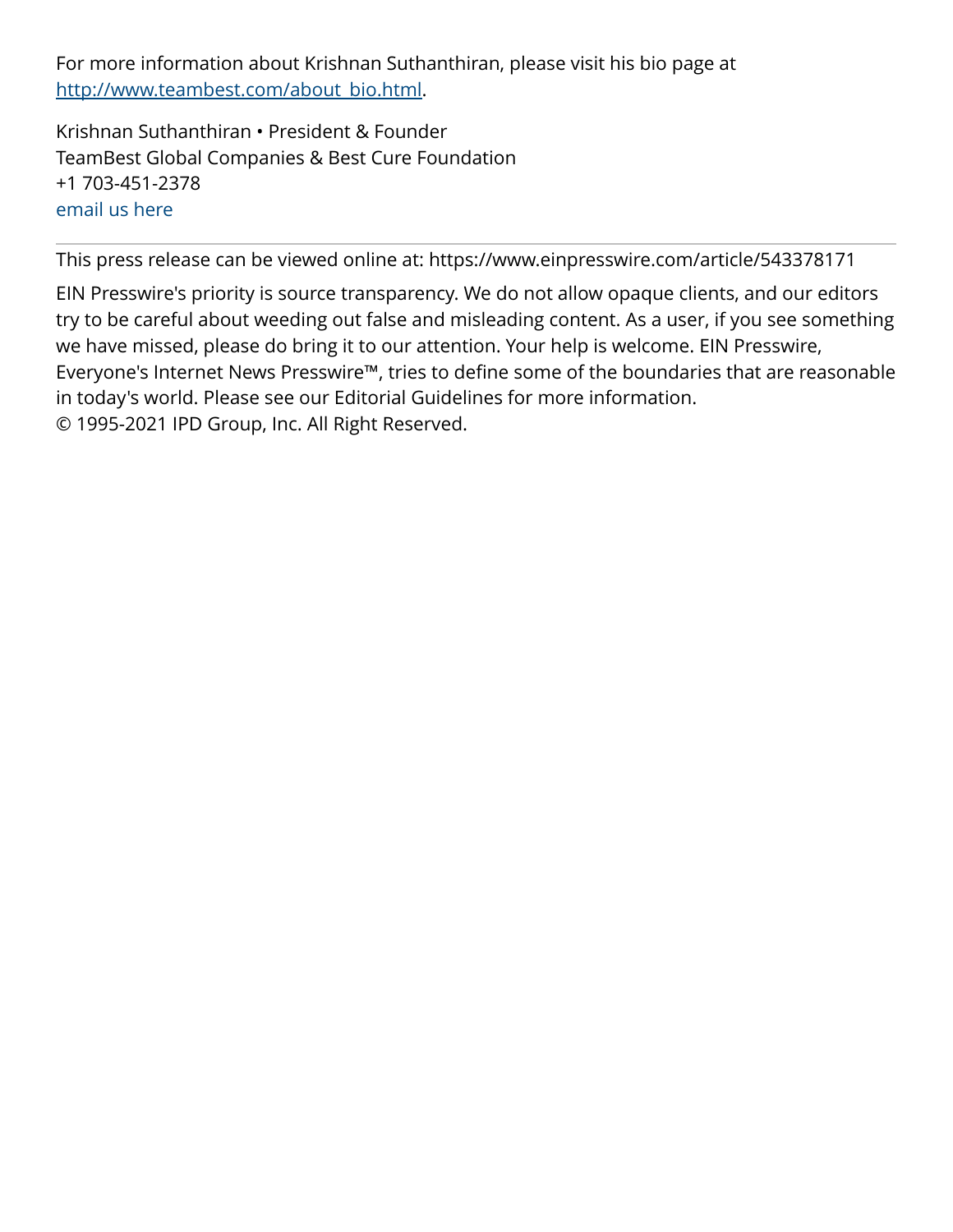For more information about Krishnan Suthanthiran, please visit his bio page at [http://www.teambest.com/about_bio.html](http://www.teambest.com/about_bio.html).

Krishnan Suthanthiran • President & Founder
TeamBest Global Companies & Best Cure Foundation
+1 703-451-2378
email us here

---

This press release can be viewed online at: https://www.einpresswire.com/article/543378171

EIN Presswire's priority is source transparency. We do not allow opaque clients, and our editors try to be careful about weeding out false and misleading content. As a user, if you see something we have missed, please do bring it to our attention. Your help is welcome. EIN Presswire, Everyone's Internet News Presswire™, tries to define some of the boundaries that are reasonable in today's world. Please see our Editorial Guidelines for more information.
© 1995-2021 IPD Group, Inc. All Right Reserved.